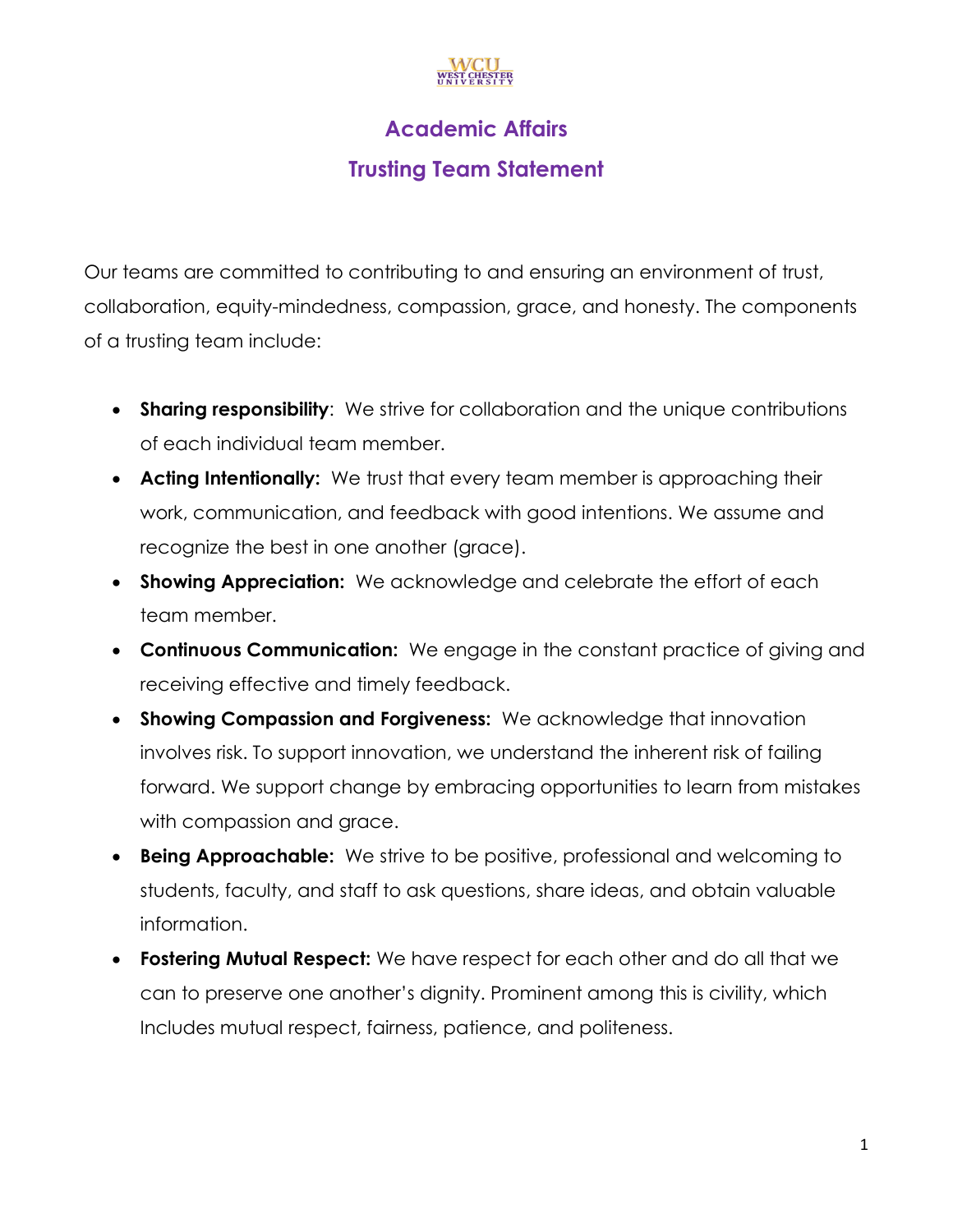# Academic Affairs

## Trusting Team Statement

Our teams are committed to contributing to and ensuring an environment of trust, collaboration, equity-mindedness, compassion, grace, and honesty. The components of a trusting team include:

- **Sharing responsibility**: We strive for collaboration and the unique contributions of each individual team member.
- **Acting Intentionally:** We trust that every team member is approaching their work, communication, and feedback with good intentions. We assume and recognize the best in one another (grace).
- **Showing Appreciation:** We acknowledge and celebrate the effort of each team member.
- **Continuous Communication:** We engage in the constant practice of giving and receiving effective and timely feedback.
- **Showing Compassion and Forgiveness:** We acknowledge that innovation involves risk. To support innovation, we understand the inherent risk of failing forward. We support change by embracing opportunities to learn from mistakes with compassion and grace.
- **Being Approachable:** We strive to be positive, professional and welcoming to students, faculty, and staff to ask questions, share ideas, and obtain valuable information.
- **Fostering Mutual Respect:** We have respect for each other and do all that we can to preserve one another's dignity. Prominent among this is civility, which Includes mutual respect, fairness, patience, and politeness.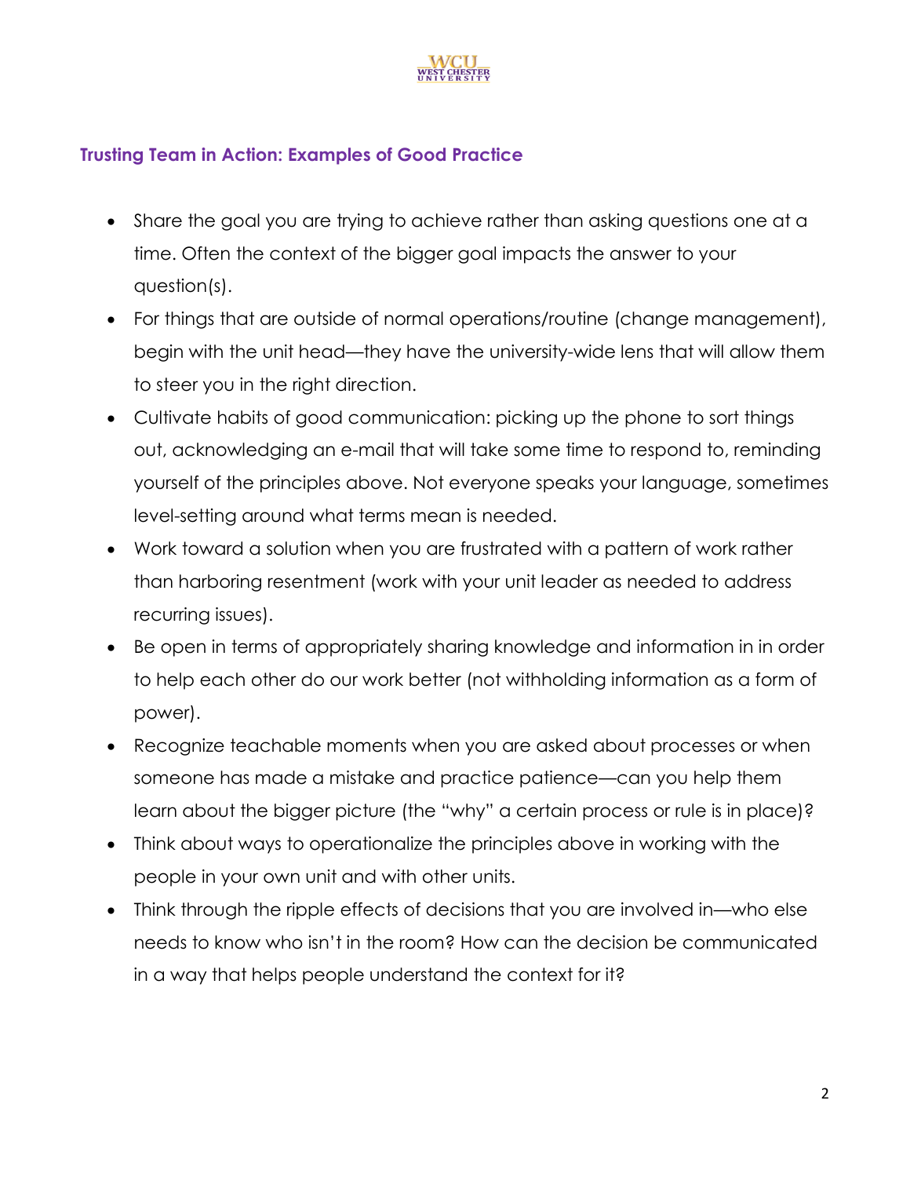### Trusting Team in Action: Examples of Good Practice

- Share the goal you are trying to achieve rather than asking questions one at a time. Often the context of the bigger goal impacts the answer to your question(s).
- For things that are outside of normal operations/routine (change management), begin with the unit head—they have the university-wide lens that will allow them to steer you in the right direction.
- Cultivate habits of good communication: picking up the phone to sort things out, acknowledging an e-mail that will take some time to respond to, reminding yourself of the principles above. Not everyone speaks your language, sometimes level-setting around what terms mean is needed.
- Work toward a solution when you are frustrated with a pattern of work rather than harboring resentment (work with your unit leader as needed to address recurring issues).
- Be open in terms of appropriately sharing knowledge and information in in order to help each other do our work better (not withholding information as a form of power).
- Recognize teachable moments when you are asked about processes or when someone has made a mistake and practice patience—can you help them learn about the bigger picture (the "why" a certain process or rule is in place)?
- Think about ways to operationalize the principles above in working with the people in your own unit and with other units.
- Think through the ripple effects of decisions that you are involved in—who else needs to know who isn't in the room? How can the decision be communicated in a way that helps people understand the context for it?